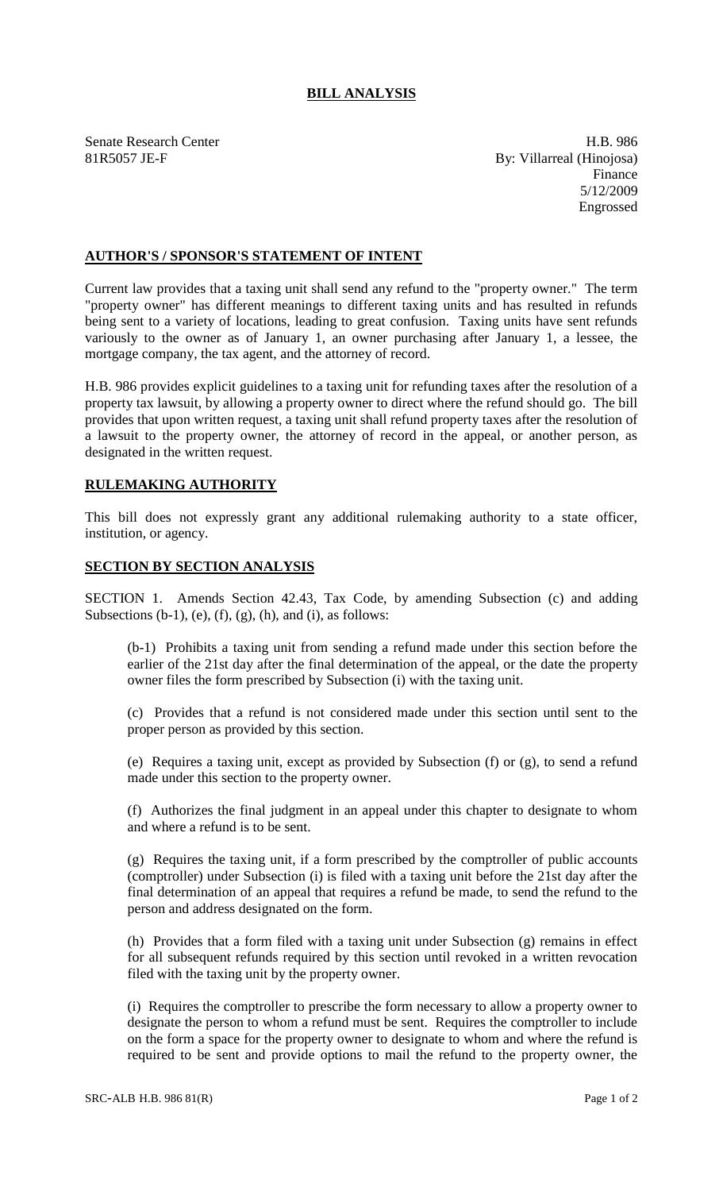# BILL ANALYSIS

Senate Research Center
81R5057 JE-F

H.B. 986
By: Villarreal (Hinojosa)
Finance
5/12/2009
Engrossed

## AUTHOR'S / SPONSOR'S STATEMENT OF INTENT

Current law provides that a taxing unit shall send any refund to the "property owner." The term "property owner" has different meanings to different taxing units and has resulted in refunds being sent to a variety of locations, leading to great confusion. Taxing units have sent refunds variously to the owner as of January 1, an owner purchasing after January 1, a lessee, the mortgage company, the tax agent, and the attorney of record.

H.B. 986 provides explicit guidelines to a taxing unit for refunding taxes after the resolution of a property tax lawsuit, by allowing a property owner to direct where the refund should go. The bill provides that upon written request, a taxing unit shall refund property taxes after the resolution of a lawsuit to the property owner, the attorney of record in the appeal, or another person, as designated in the written request.

## RULEMAKING AUTHORITY

This bill does not expressly grant any additional rulemaking authority to a state officer, institution, or agency.

## SECTION BY SECTION ANALYSIS

SECTION 1. Amends Section 42.43, Tax Code, by amending Subsection (c) and adding Subsections (b-1), (e), (f), (g), (h), and (i), as follows:

(b-1) Prohibits a taxing unit from sending a refund made under this section before the earlier of the 21st day after the final determination of the appeal, or the date the property owner files the form prescribed by Subsection (i) with the taxing unit.

(c) Provides that a refund is not considered made under this section until sent to the proper person as provided by this section.

(e) Requires a taxing unit, except as provided by Subsection (f) or (g), to send a refund made under this section to the property owner.

(f) Authorizes the final judgment in an appeal under this chapter to designate to whom and where a refund is to be sent.

(g) Requires the taxing unit, if a form prescribed by the comptroller of public accounts (comptroller) under Subsection (i) is filed with a taxing unit before the 21st day after the final determination of an appeal that requires a refund be made, to send the refund to the person and address designated on the form.

(h) Provides that a form filed with a taxing unit under Subsection (g) remains in effect for all subsequent refunds required by this section until revoked in a written revocation filed with the taxing unit by the property owner.

(i) Requires the comptroller to prescribe the form necessary to allow a property owner to designate the person to whom a refund must be sent. Requires the comptroller to include on the form a space for the property owner to designate to whom and where the refund is required to be sent and provide options to mail the refund to the property owner, the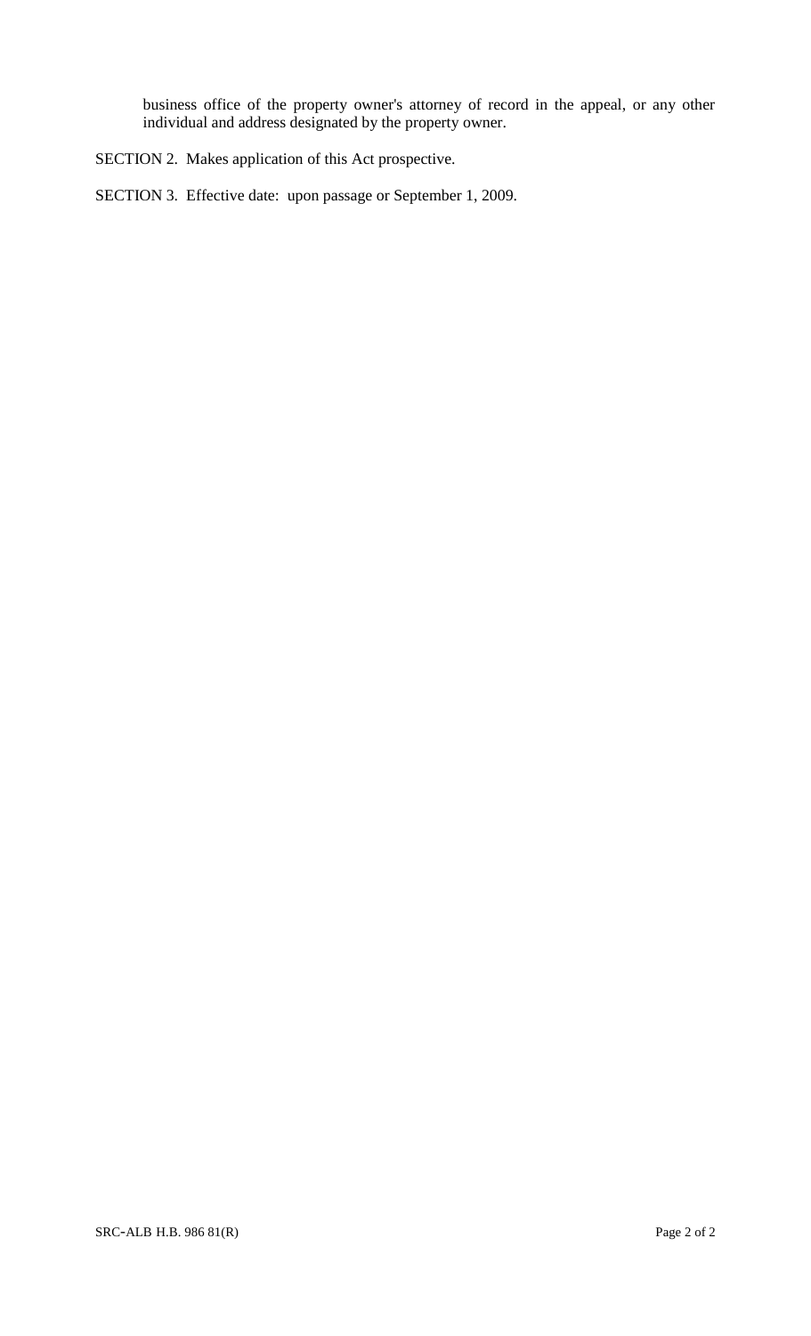business office of the property owner's attorney of record in the appeal, or any other individual and address designated by the property owner.

SECTION 2. Makes application of this Act prospective.

SECTION 3. Effective date: upon passage or September 1, 2009.